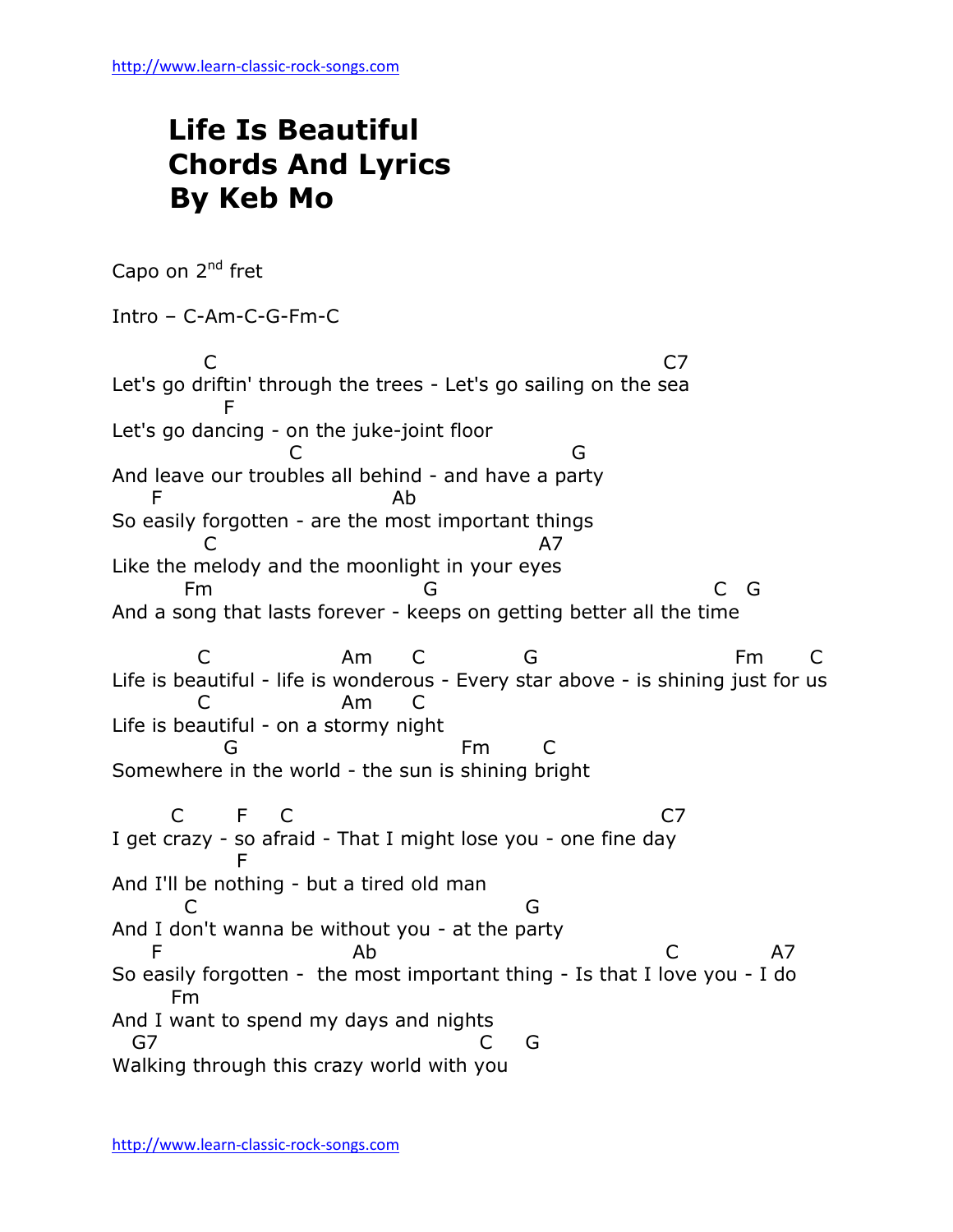# Life Is Beautiful Chords And Lyrics By Keb Mo

Capo on 2nd fret

Intro – C-Am-C-G-Fm-C

```
          C                                                C7
Let's go driftin' through the trees - Let's go sailing on the sea
            F
Let's go dancing - on the juke-joint floor
                  C                              G
And leave our troubles all behind - and have a party
    F                             Ab
So easily forgotten - are the most important things
          C                                    A7
Like the melody and the moonlight in your eyes
        Fm                       G                             C   G
And a song that lasts forever - keeps on getting better all the time

          C               Am      C           G                      Fm      C
Life is beautiful - life is wonderous - Every star above - is shining just for us
          C               Am      C
Life is beautiful - on a stormy night
            G                             Fm      C
Somewhere in the world - the sun is shining bright

       C       F    C                                             C7
I get crazy - so afraid - That I might lose you - one fine day
              F
And I'll be nothing - but a tired old man
        C                                       G
And I don't wanna be without you - at the party
    F                         Ab                              C          A7
So easily forgotten -  the most important thing - Is that I love you - I do
       Fm
And I want to spend my days and nights
  G7                                   C    G
Walking through this crazy world with you
```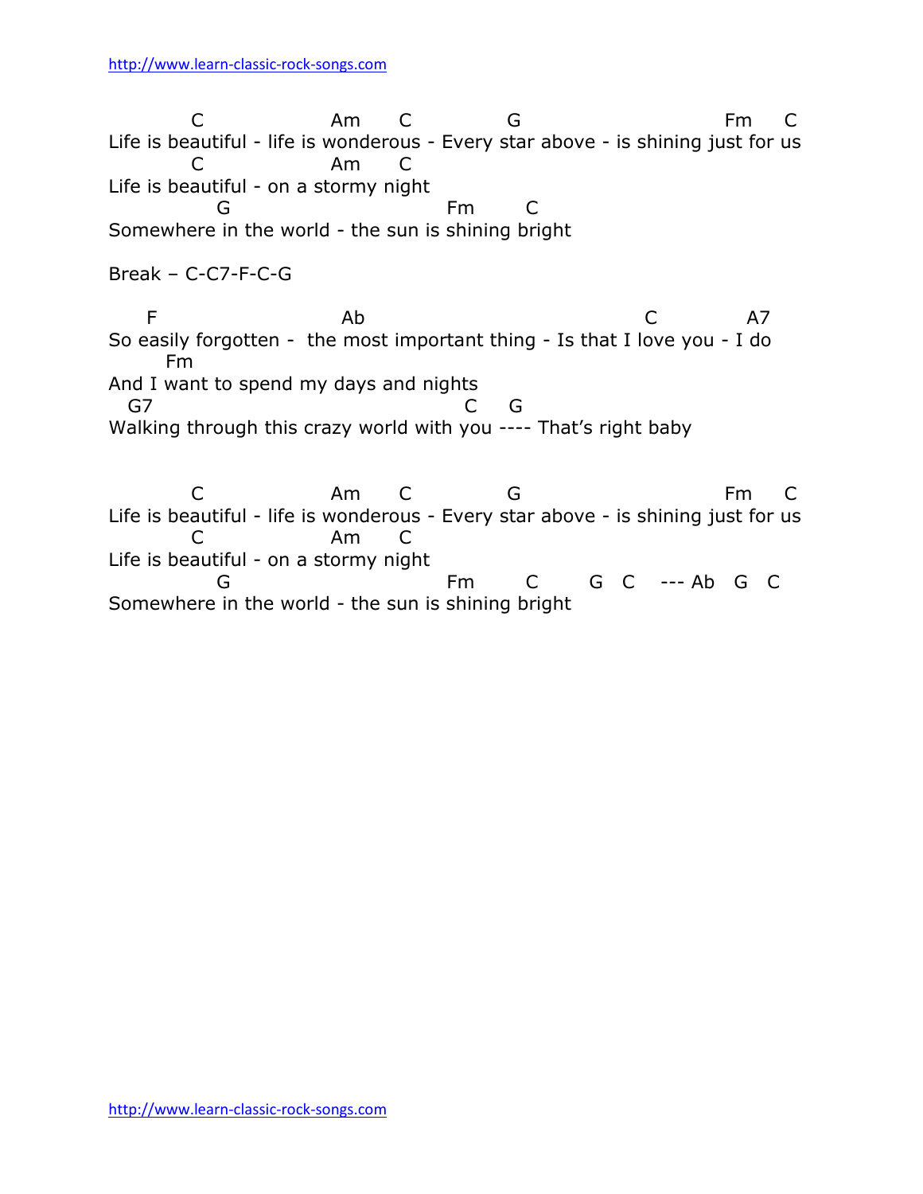```
          C                Am      C            G                         Fm     C
Life is beautiful - life is wonderous - Every star above - is shining just for us
          C                Am      C
Life is beautiful - on a stormy night
             G                            Fm       C
Somewhere in the world - the sun is shining bright
```

Break – C-C7-F-C-G

```
     F                      Ab                                   C           A7
So easily forgotten -  the most important thing - Is that I love you - I do
       Fm
And I want to spend my days and nights
  G7                                   C    G
Walking through this crazy world with you ---- That's right baby
```

```
          C                Am      C            G                         Fm     C
Life is beautiful - life is wonderous - Every star above - is shining just for us
          C                Am      C
Life is beautiful - on a stormy night
             G                            Fm       C       G   C    --- Ab   G   C
Somewhere in the world - the sun is shining bright
```